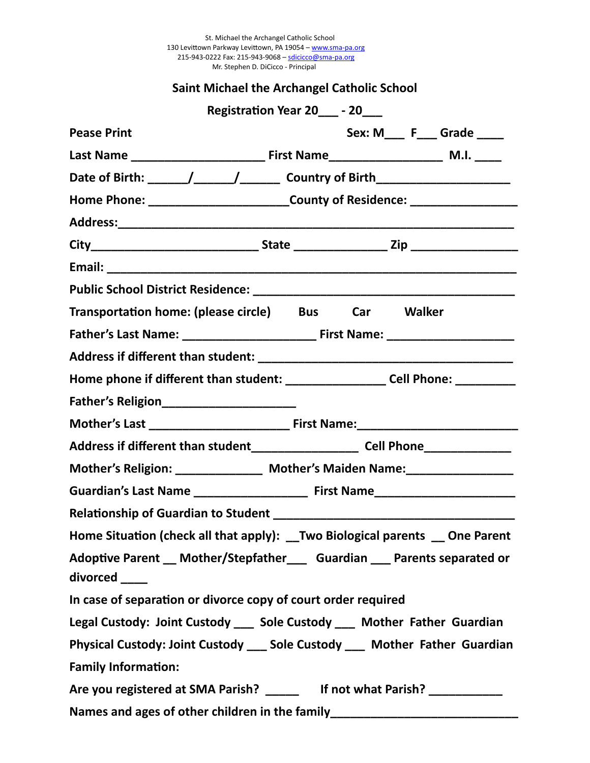St. Michael the Archangel Catholic School
130 Levittown Parkway Levittown, PA 19054 – www.sma-pa.org
215-943-0222 Fax: 215-943-9068 – sdicicco@sma-pa.org
Mr. Stephen D. DiCicco - Principal

## Saint Michael the Archangel Catholic School

### Registration Year 20___ - 20___

**Pease Print** **Sex: M___ F___ Grade ____**

**Last Name ____________________ First Name________________ M.I. ____**

**Date of Birth: ______/______/______ Country of Birth____________________**

**Home Phone: ____________________County of Residence: ________________**

**Address:___________________________________________________________**

**City_________________________ State ______________ Zip ________________**

**Email: ______________________________________________________________**

**Public School District Residence: _________________________________________**

**Transportation home: (please circle) Bus Car Walker**

**Father's Last Name: ____________________ First Name: ___________________**

**Address if different than student: ______________________________________**

**Home phone if different than student: _______________ Cell Phone: _________**

**Father's Religion____________________**

**Mother's Last _____________________ First Name:________________________**

**Address if different than student________________ Cell Phone_____________**

**Mother's Religion: _____________ Mother's Maiden Name:________________**

**Guardian's Last Name _________________ First Name_____________________**

**Relationship of Guardian to Student ____________________________________**

**Home Situation (check all that apply): __Two Biological parents __ One Parent**

**Adoptive Parent __ Mother/Stepfather___ Guardian ___ Parents separated or divorced ____**

**In case of separation or divorce copy of court order required**

**Legal Custody: Joint Custody ___ Sole Custody ___ Mother Father Guardian**

**Physical Custody: Joint Custody ___ Sole Custody ___ Mother Father Guardian**

**Family Information:**

**Are you registered at SMA Parish? _____ If not what Parish? ___________**

**Names and ages of other children in the family____________________________**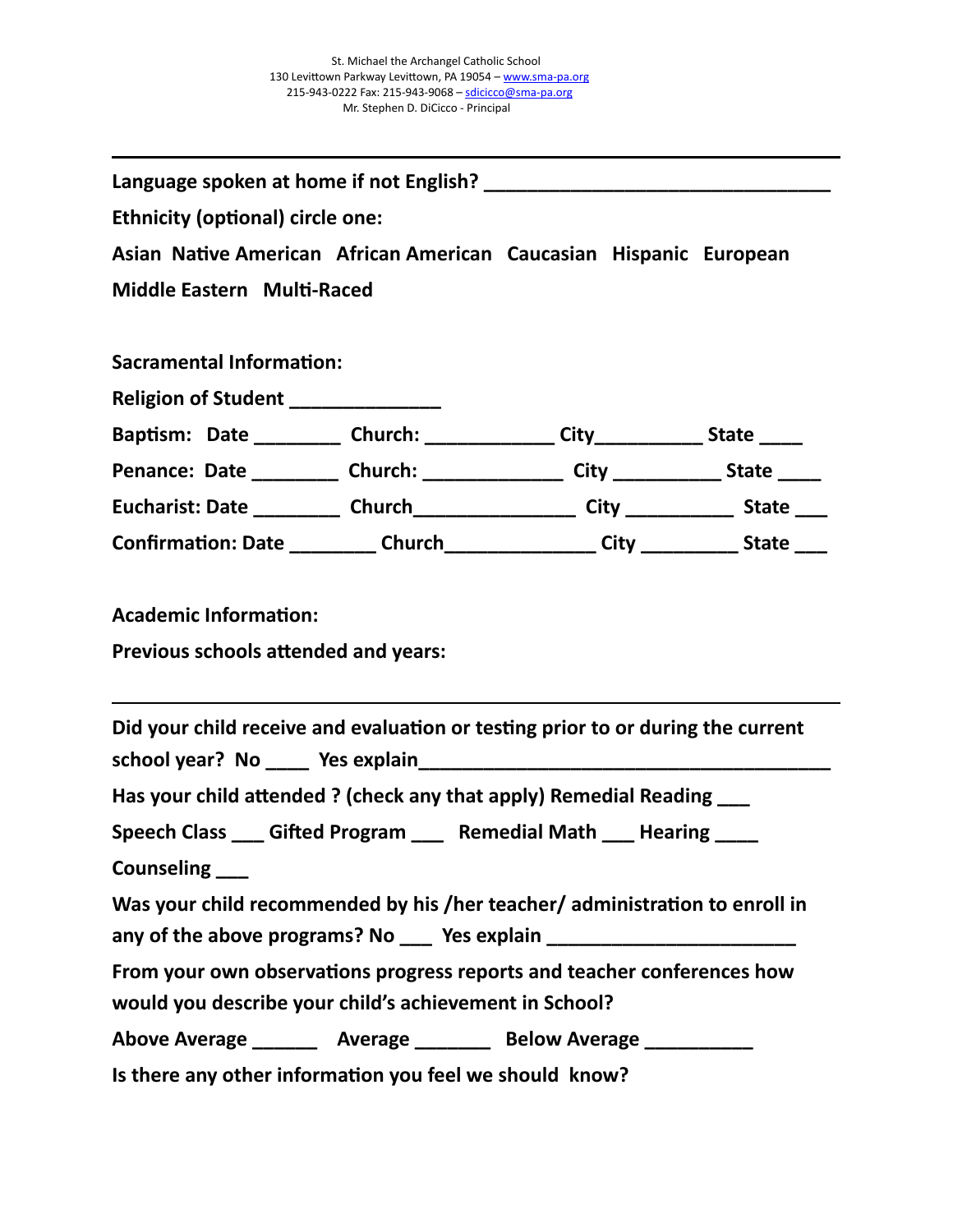St. Michael the Archangel Catholic School
130 Levittown Parkway Levittown, PA 19054 – www.sma-pa.org
215-943-0222 Fax: 215-943-9068 – sdicicco@sma-pa.org
Mr. Stephen D. DiCicco - Principal

---

**Language spoken at home if not English? ________________________________**

**Ethnicity (optional) circle one:**

**Asian  Native American  African American  Caucasian  Hispanic  European**

**Middle Eastern  Multi-Raced**

**Sacramental Information:**

**Religion of Student ______________**

**Baptism:  Date ________  Church: ____________  City__________  State ____**

**Penance:  Date ________  Church: _____________  City __________  State ____**

**Eucharist: Date ________  Church_______________  City __________  State ___**

**Confirmation: Date ________  Church______________  City _________  State ___**

**Academic Information:**

**Previous schools attended and years:**

---

**Did your child receive and evaluation or testing prior to or during the current school year?  No ____  Yes explain______________________________________**

**Has your child attended ? (check any that apply) Remedial Reading ___**

**Speech Class ___  Gifted Program ___  Remedial Math ___  Hearing ____**

**Counseling ___**

**Was your child recommended by his /her teacher/ administration to enroll in any of the above programs? No ___  Yes explain _______________________**

**From your own observations progress reports and teacher conferences how would you describe your child's achievement in School?**

**Above Average ______  Average _______  Below Average __________**

**Is there any other information you feel we should know?**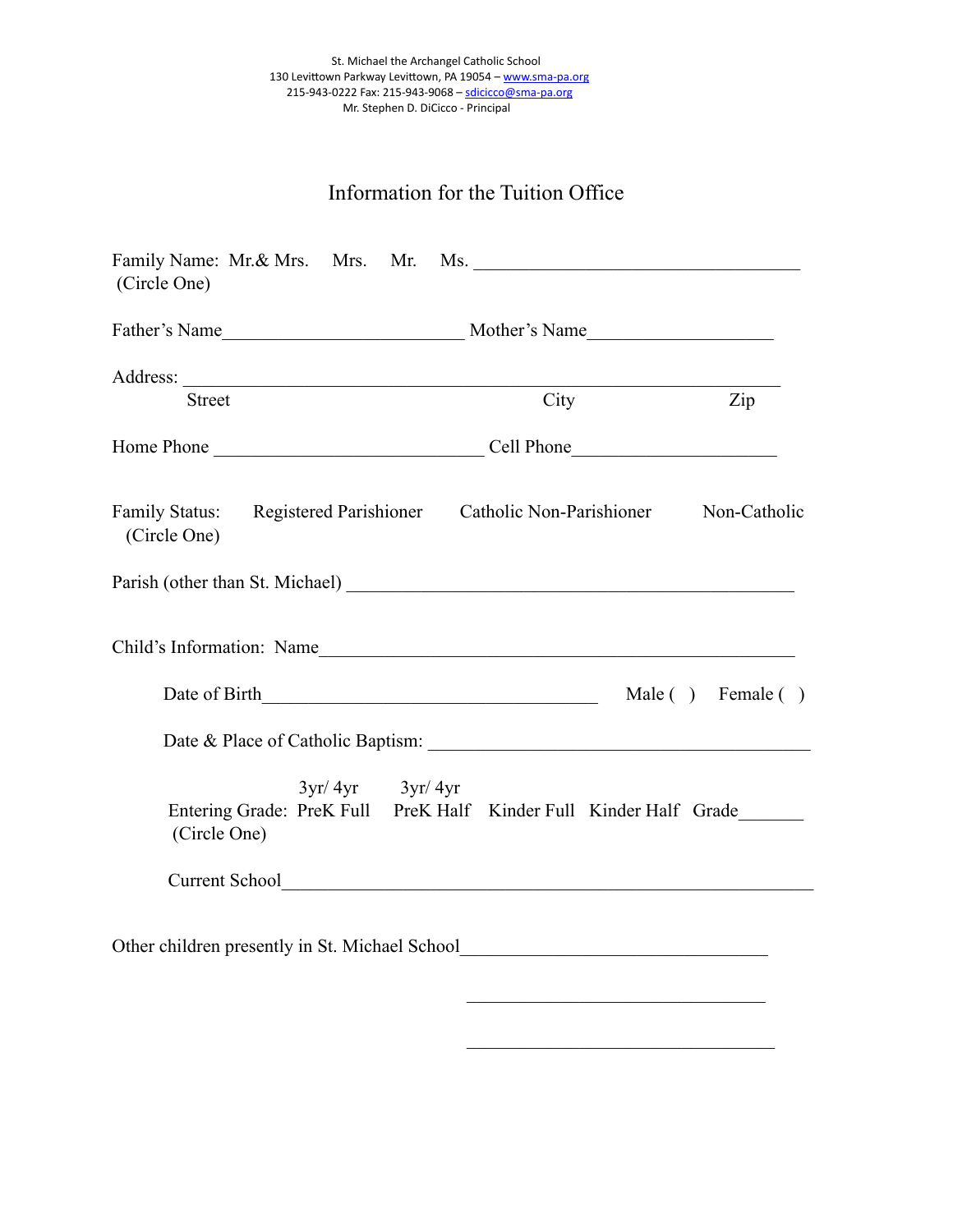St. Michael the Archangel Catholic School
130 Levittown Parkway Levittown, PA 19054 – www.sma-pa.org
215-943-0222 Fax: 215-943-9068 – sdicicco@sma-pa.org
Mr. Stephen D. DiCicco - Principal

# Information for the Tuition Office

Family Name: Mr.& Mrs. Mrs. Mr. Ms. ____________________________________
(Circle One)

Father's Name________________________ Mother's Name___________________

Address: ______________________________________________________________
Street City Zip

Home Phone ___________________________ Cell Phone____________________

Family Status: Registered Parishioner Catholic Non-Parishioner Non-Catholic
(Circle One)

Parish (other than St. Michael) _____________________________________________

Child's Information: Name_________________________________________________

Date of Birth___________________________________ Male ( ) Female ( )

Date & Place of Catholic Baptism: ______________________________________

Entering Grade: 3yr/ 4yr PreK Full 3yr/ 4yr PreK Half Kinder Full Kinder Half Grade_______
(Circle One)

Current School___________________________________________________________

Other children presently in St. Michael School________________________________

________________________________

________________________________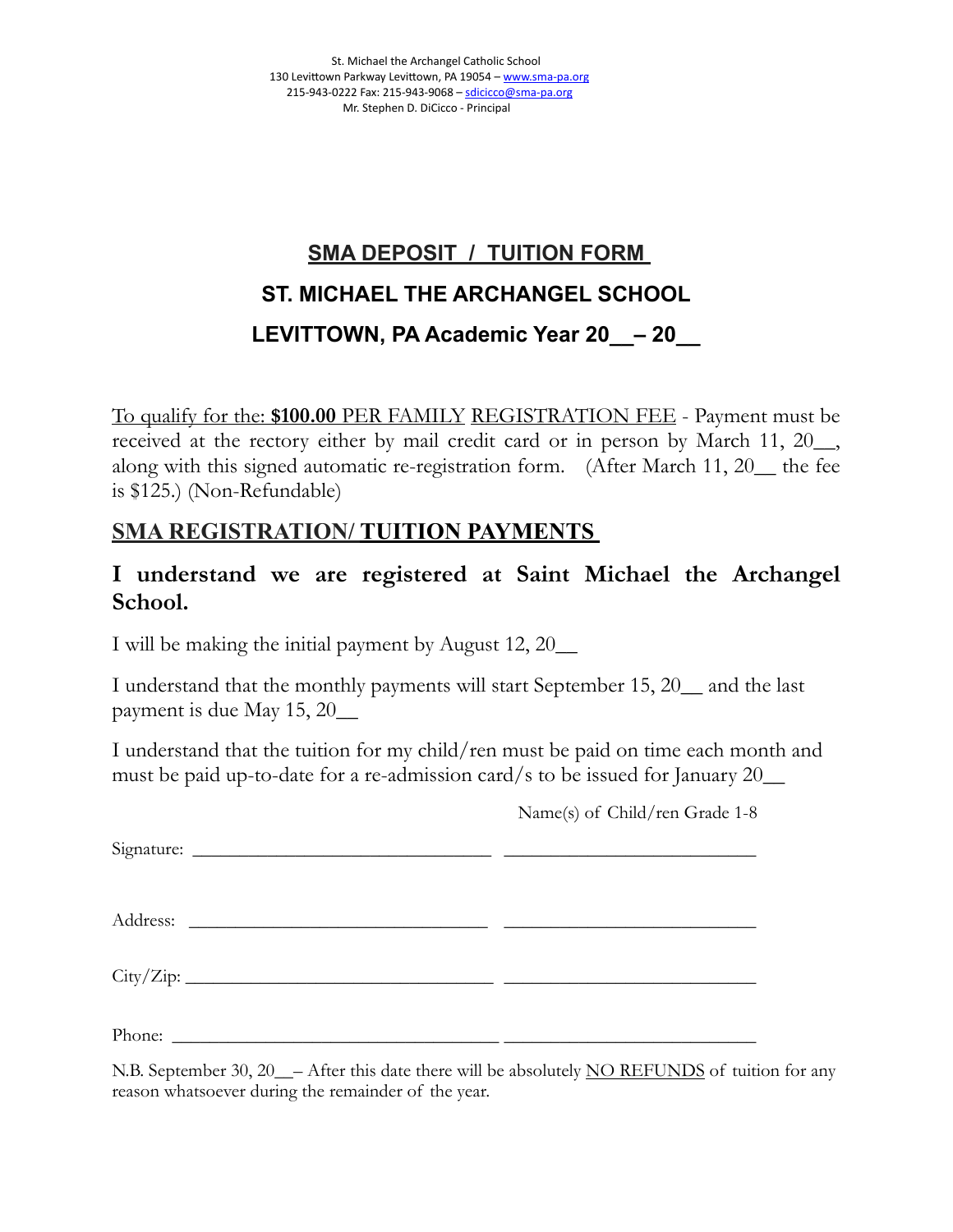St. Michael the Archangel Catholic School
130 Levittown Parkway Levittown, PA 19054 – www.sma-pa.org
215-943-0222 Fax: 215-943-9068 – sdicicco@sma-pa.org
Mr. Stephen D. DiCicco - Principal

# SMA DEPOSIT / TUITION FORM

## ST. MICHAEL THE ARCHANGEL SCHOOL

## LEVITTOWN, PA Academic Year 20__ – 20__

To qualify for the: **$100.00** PER FAMILY REGISTRATION FEE - Payment must be received at the rectory either by mail credit card or in person by March 11, 20__, along with this signed automatic re-registration form. (After March 11, 20__ the fee is $125.) (Non-Refundable)

## SMA REGISTRATION/ TUITION PAYMENTS

**I understand we are registered at Saint Michael the Archangel School.**

I will be making the initial payment by August 12, 20__

I understand that the monthly payments will start September 15, 20__ and the last payment is due May 15, 20__

I understand that the tuition for my child/ren must be paid on time each month and must be paid up-to-date for a re-admission card/s to be issued for January 20__

Name(s) of Child/ren Grade 1-8

Signature: ______________________________ ______________________________

Address: ______________________________ ______________________________

City/Zip: ______________________________ ______________________________

Phone: ______________________________ ______________________________

N.B. September 30, 20__– After this date there will be absolutely NO REFUNDS of tuition for any reason whatsoever during the remainder of the year.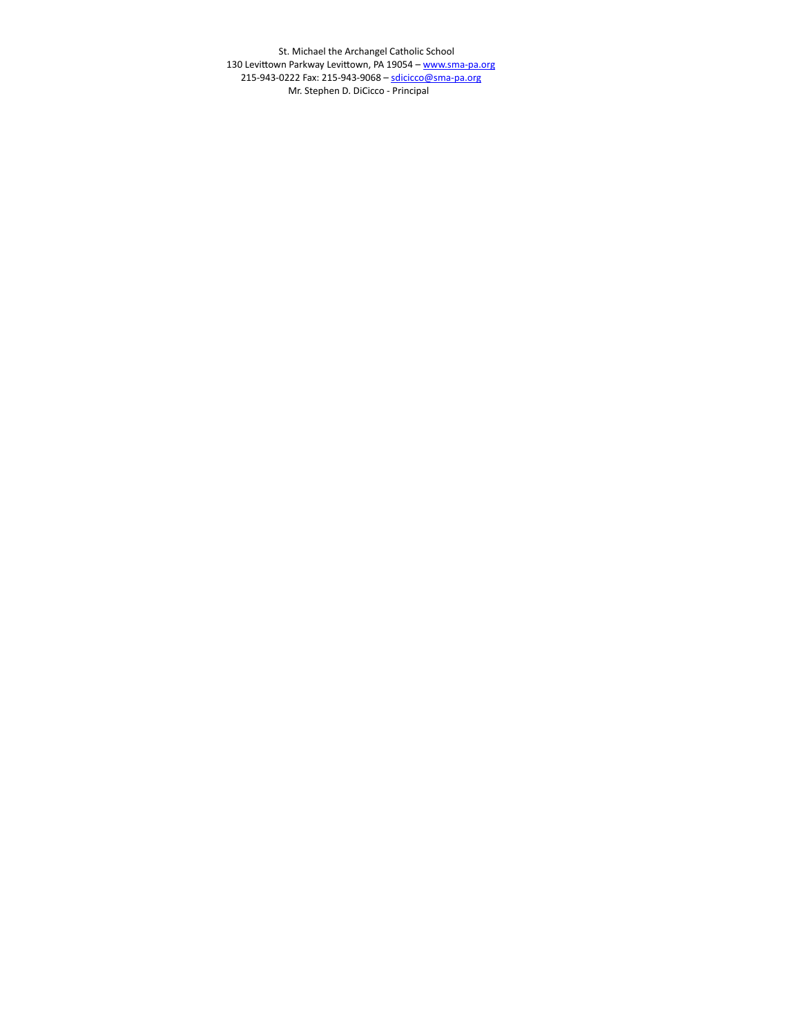St. Michael the Archangel Catholic School
130 Levittown Parkway Levittown, PA 19054 – www.sma-pa.org
215-943-0222 Fax: 215-943-9068 – sdicicco@sma-pa.org
Mr. Stephen D. DiCicco - Principal